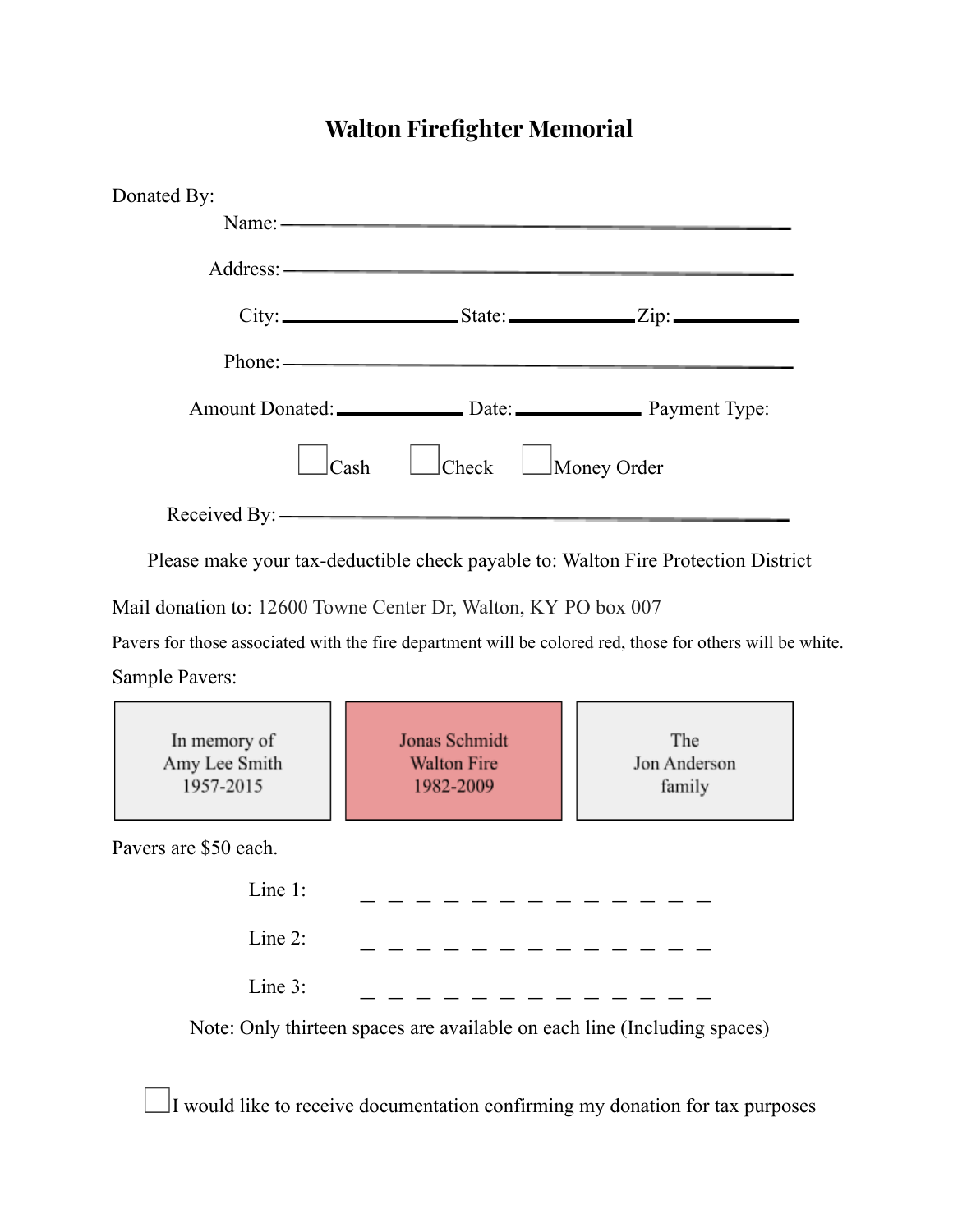# Walton Firefighter Memorial

Donated By:

Name: ______________________________________________

Address: ______________________________________________

City: ________________ State: ____________ Zip: ____________

Phone: ______________________________________________

Amount Donated: ____________ Date: ____________ Payment Type:

☐ Cash ☐ Check ☐ Money Order

Received By: ______________________________________________

Please make your tax-deductible check payable to: Walton Fire Protection District

Mail donation to: 12600 Towne Center Dr, Walton, KY PO box 007

Pavers for those associated with the fire department will be colored red, those for others will be white.

Sample Pavers:

| In memory of<br>Amy Lee Smith<br>1957-2015 | Jonas Schmidt<br>Walton Fire<br>1982-2009 | The<br>Jon Anderson<br>family |
|---|---|---|

Pavers are $50 each.

Line 1: _ _ _ _ _ _ _ _ _ _ _ _ _

Line 2: _ _ _ _ _ _ _ _ _ _ _ _ _

Line 3: _ _ _ _ _ _ _ _ _ _ _ _ _

Note: Only thirteen spaces are available on each line (Including spaces)

☐ I would like to receive documentation confirming my donation for tax purposes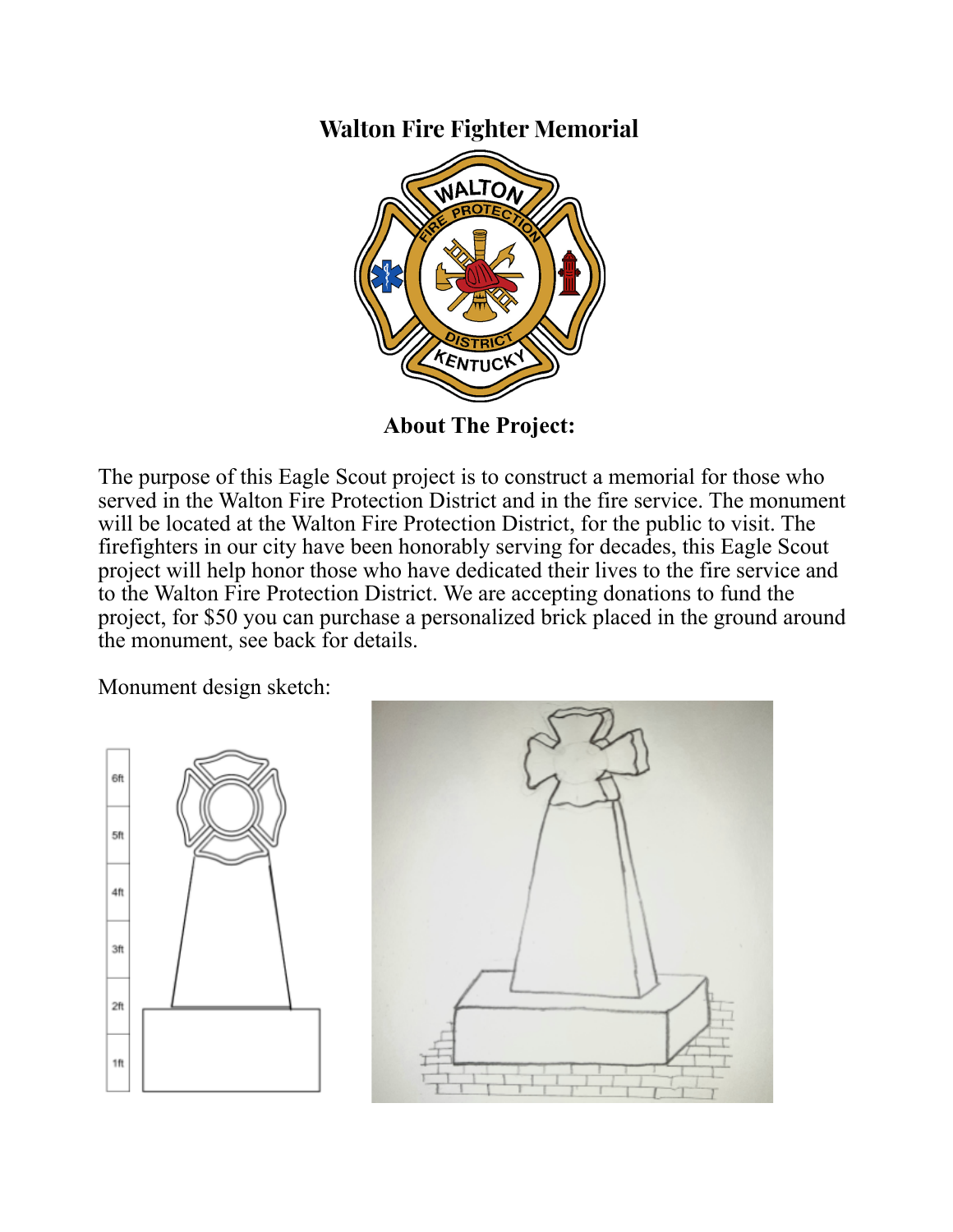# Walton Fire Fighter Memorial

WALTON
FIRE PROTECTION
DISTRICT
KENTUCKY

**About The Project:**

The purpose of this Eagle Scout project is to construct a memorial for those who served in the Walton Fire Protection District and in the fire service. The monument will be located at the Walton Fire Protection District, for the public to visit. The firefighters in our city have been honorably serving for decades, this Eagle Scout project will help honor those who have dedicated their lives to the fire service and to the Walton Fire Protection District. We are accepting donations to fund the project, for $50 you can purchase a personalized brick placed in the ground around the monument, see back for details.

Monument design sketch:

6ft
5ft
4ft
3ft
2ft
1ft